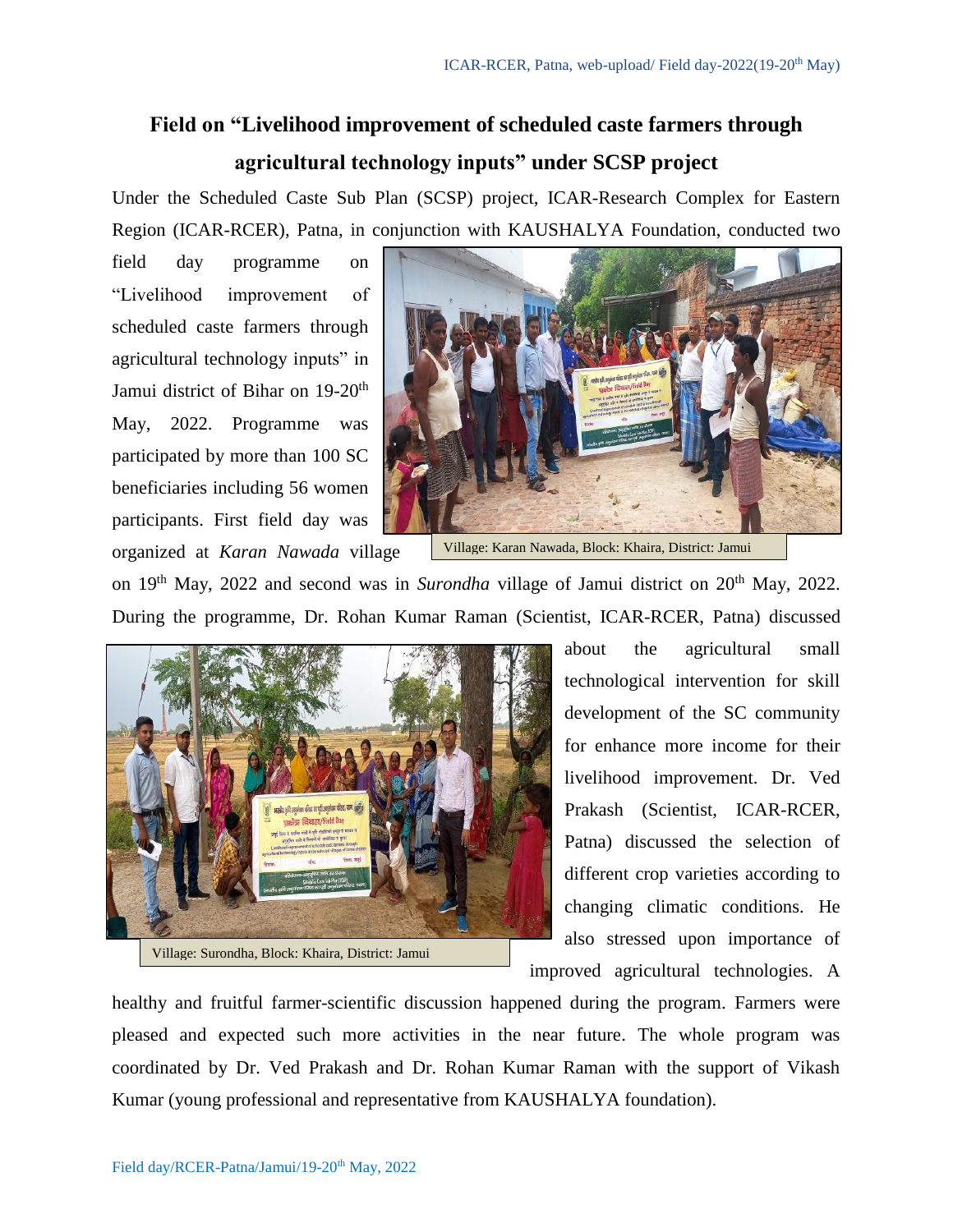# Field on "Livelihood improvement of scheduled caste farmers through agricultural technology inputs" under SCSP project

Under the Scheduled Caste Sub Plan (SCSP) project, ICAR-Research Complex for Eastern Region (ICAR-RCER), Patna, in conjunction with KAUSHALYA Foundation, conducted two field day programme on "Livelihood improvement of scheduled caste farmers through agricultural technology inputs" in Jamui district of Bihar on 19-20th May, 2022. Programme was participated by more than 100 SC beneficiaries including 56 women participants. First field day was organized at *Karan Nawada* village on 19th May, 2022 and second was in *Surondha* village of Jamui district on 20th May, 2022. During the programme, Dr. Rohan Kumar Raman (Scientist, ICAR-RCER, Patna) discussed about the agricultural small technological intervention for skill development of the SC community for enhance more income for their livelihood improvement. Dr. Ved Prakash (Scientist, ICAR-RCER, Patna) discussed the selection of different crop varieties according to changing climatic conditions. He also stressed upon importance of improved agricultural technologies. A healthy and fruitful farmer-scientific discussion happened during the program. Farmers were pleased and expected such more activities in the near future. The whole program was coordinated by Dr. Ved Prakash and Dr. Rohan Kumar Raman with the support of Vikash Kumar (young professional and representative from KAUSHALYA foundation).

Village: Karan Nawada, Block: Khaira, District: Jamui

Village: Surondha, Block: Khaira, District: Jamui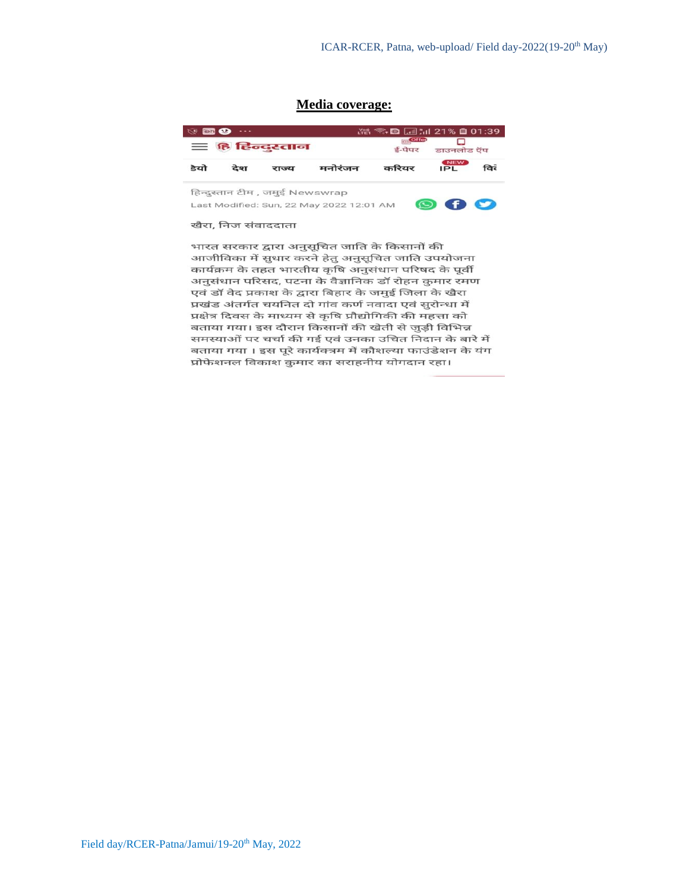## Media coverage:

हिन्दुस्तान

ई-पेपर डाउनलोड ऐप

डेयो देश राज्य मनोरंजन करियर IPL विदे

हिन्दुस्तान टीम , जमुई Newswrap

Last Modified: Sun, 22 May 2022 12:01 AM

खैरा, निज संवाददाता

भारत सरकार द्वारा अनुसूचित जाति के किसानों की आजीविका में सुधार करने हेतु अनुसूचित जाति उपयोजना कार्यक्रम के तहत भारतीय कृषि अनुसंधान परिषद के पूर्वी अनुसंधान परिसद, पटना के वैज्ञानिक डॉ रोहन कुमार रमण एवं डॉ वेद प्रकाश के द्वारा बिहार के जमुई जिला के खैरा प्रखंड अंतर्गत चयनित दो गांव कर्ण नवादा एवं सुरोन्धा में प्रक्षेत्र दिवस के माध्यम से कृषि प्रौद्योगिकी की महत्ता को बताया गया। इस दौरान किसानों की खेती से जुड़ी विभिन्न समस्याओं पर चर्चा की गई एवं उनका उचित निदान के बारे में बताया गया । इस पूरे कार्यक्रम में कौशल्या फाउंडेशन के यंग प्रोफेशनल विकाश कुमार का सराहनीय योगदान रहा।